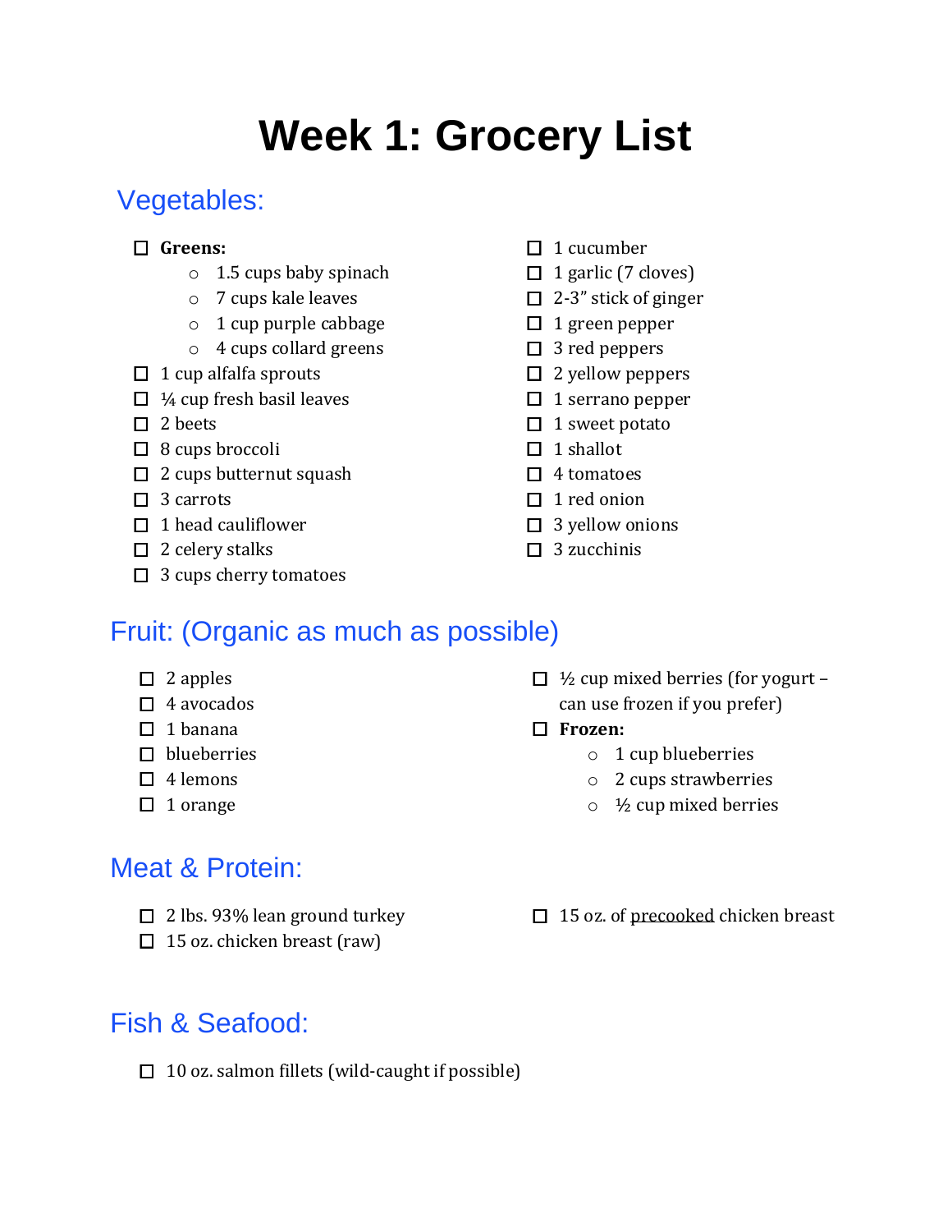# Week 1: Grocery List

## Vegetables:

- [ ] **Greens:**
  - 1.5 cups baby spinach
  - 7 cups kale leaves
  - 1 cup purple cabbage
  - 4 cups collard greens
- [ ] 1 cup alfalfa sprouts
- [ ] ¼ cup fresh basil leaves
- [ ] 2 beets
- [ ] 8 cups broccoli
- [ ] 2 cups butternut squash
- [ ] 3 carrots
- [ ] 1 head cauliflower
- [ ] 2 celery stalks
- [ ] 3 cups cherry tomatoes
- [ ] 1 cucumber
- [ ] 1 garlic (7 cloves)
- [ ] 2-3" stick of ginger
- [ ] 1 green pepper
- [ ] 3 red peppers
- [ ] 2 yellow peppers
- [ ] 1 serrano pepper
- [ ] 1 sweet potato
- [ ] 1 shallot
- [ ] 4 tomatoes
- [ ] 1 red onion
- [ ] 3 yellow onions
- [ ] 3 zucchinis

## Fruit: (Organic as much as possible)

- [ ] 2 apples
- [ ] 4 avocados
- [ ] 1 banana
- [ ] blueberries
- [ ] 4 lemons
- [ ] 1 orange
- [ ] ½ cup mixed berries (for yogurt – can use frozen if you prefer)
- [ ] **Frozen:**
  - 1 cup blueberries
  - 2 cups strawberries
  - ½ cup mixed berries

## Meat & Protein:

- [ ] 2 lbs. 93% lean ground turkey
- [ ] 15 oz. chicken breast (raw)
- [ ] 15 oz. of <u>precooked</u> chicken breast

## Fish & Seafood:

- [ ] 10 oz. salmon fillets (wild-caught if possible)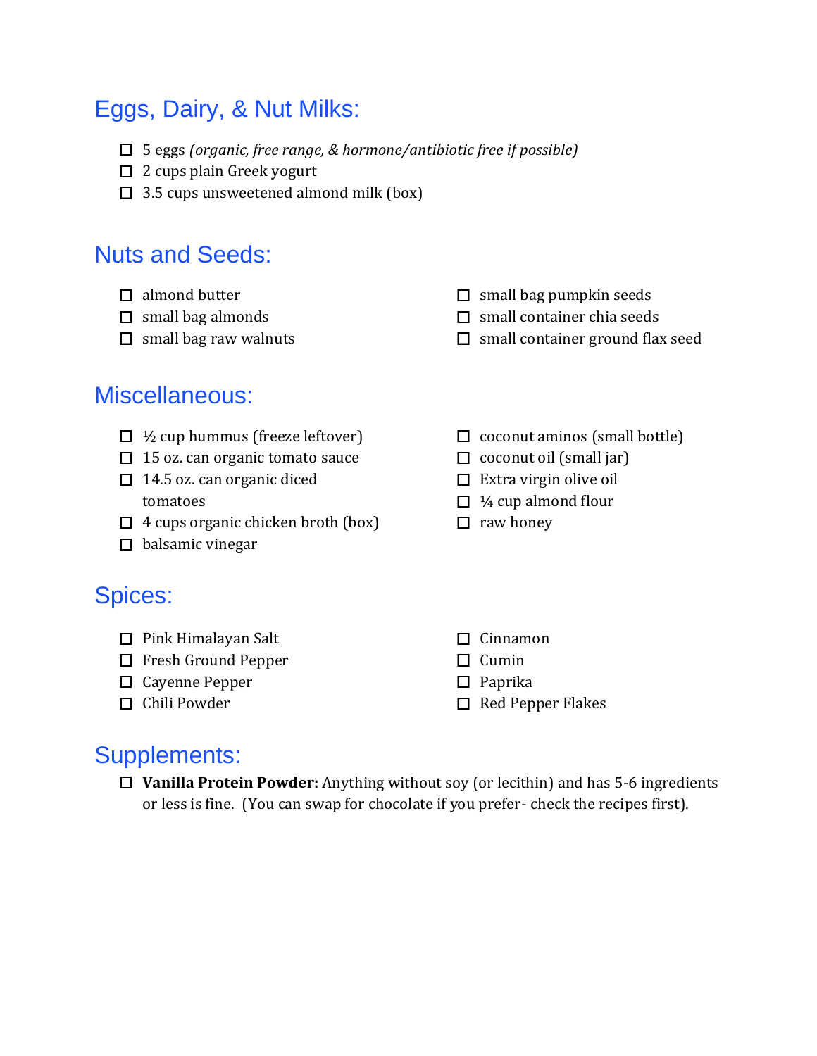## Eggs, Dairy, & Nut Milks:

- ☐ 5 eggs *(organic, free range, & hormone/antibiotic free if possible)*
- ☐ 2 cups plain Greek yogurt
- ☐ 3.5 cups unsweetened almond milk (box)

## Nuts and Seeds:

- ☐ almond butter
- ☐ small bag almonds
- ☐ small bag raw walnuts
- ☐ small bag pumpkin seeds
- ☐ small container chia seeds
- ☐ small container ground flax seed

## Miscellaneous:

- ☐ ½ cup hummus (freeze leftover)
- ☐ 15 oz. can organic tomato sauce
- ☐ 14.5 oz. can organic diced tomatoes
- ☐ 4 cups organic chicken broth (box)
- ☐ balsamic vinegar
- ☐ coconut aminos (small bottle)
- ☐ coconut oil (small jar)
- ☐ Extra virgin olive oil
- ☐ ¼ cup almond flour
- ☐ raw honey

## Spices:

- ☐ Pink Himalayan Salt
- ☐ Fresh Ground Pepper
- ☐ Cayenne Pepper
- ☐ Chili Powder
- ☐ Cinnamon
- ☐ Cumin
- ☐ Paprika
- ☐ Red Pepper Flakes

## Supplements:

- ☐ **Vanilla Protein Powder:** Anything without soy (or lecithin) and has 5-6 ingredients or less is fine. (You can swap for chocolate if you prefer- check the recipes first).